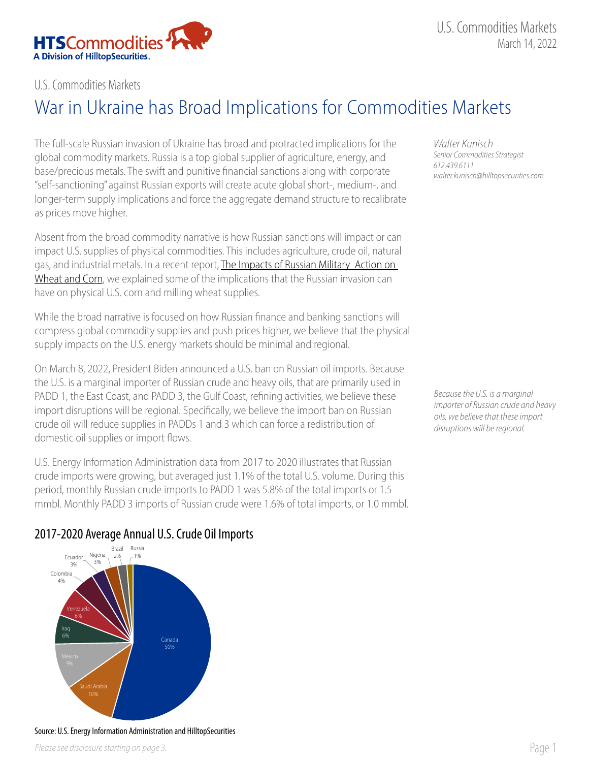U.S. Commodities Markets

# War in Ukraine has Broad Implications for Commodities Markets

*Walter Kunisch*
*Senior Commodities Strategist*
*612.439.6111*
*walter.kunisch@hilltopsecurities.com*

The full-scale Russian invasion of Ukraine has broad and protracted implications for the global commodity markets. Russia is a top global supplier of agriculture, energy, and base/precious metals. The swift and punitive financial sanctions along with corporate "self-sanctioning" against Russian exports will create acute global short-, medium-, and longer-term supply implications and force the aggregate demand structure to recalibrate as prices move higher.

Absent from the broad commodity narrative is how Russian sanctions will impact or can impact U.S. supplies of physical commodities. This includes agriculture, crude oil, natural gas, and industrial metals. In a recent report, The Impacts of Russian Military Action on Wheat and Corn, we explained some of the implications that the Russian invasion can have on physical U.S. corn and milling wheat supplies.

While the broad narrative is focused on how Russian finance and banking sanctions will compress global commodity supplies and push prices higher, we believe that the physical supply impacts on the U.S. energy markets should be minimal and regional.

On March 8, 2022, President Biden announced a U.S. ban on Russian oil imports. Because the U.S. is a marginal importer of Russian crude and heavy oils, that are primarily used in PADD 1, the East Coast, and PADD 3, the Gulf Coast, refining activities, we believe these import disruptions will be regional. Specifically, we believe the import ban on Russian crude oil will reduce supplies in PADDs 1 and 3 which can force a redistribution of domestic oil supplies or import flows.

*Because the U.S. is a marginal importer of Russian crude and heavy oils, we believe that these import disruptions will be regional.*

U.S. Energy Information Administration data from 2017 to 2020 illustrates that Russian crude imports were growing, but averaged just 1.1% of the total U.S. volume. During this period, monthly Russian crude imports to PADD 1 was 5.8% of the total imports or 1.5 mmbl. Monthly PADD 3 imports of Russian crude were 1.6% of total imports, or 1.0 mmbl.

## 2017-2020 Average Annual U.S. Crude Oil Imports

| Country | Share |
|---|---|
| Canada | 50% |
| Saudi Arabia | 10% |
| Mexico | 9% |
| Iraq | 6% |
| Venezuela | 6% |
| Colombia | 4% |
| Ecuador | 3% |
| Nigeria | 3% |
| Brazil | 2% |
| Russia | 1% |

Source: U.S. Energy Information Administration and HilltopSecurities

*Please see disclosure starting on page 3.*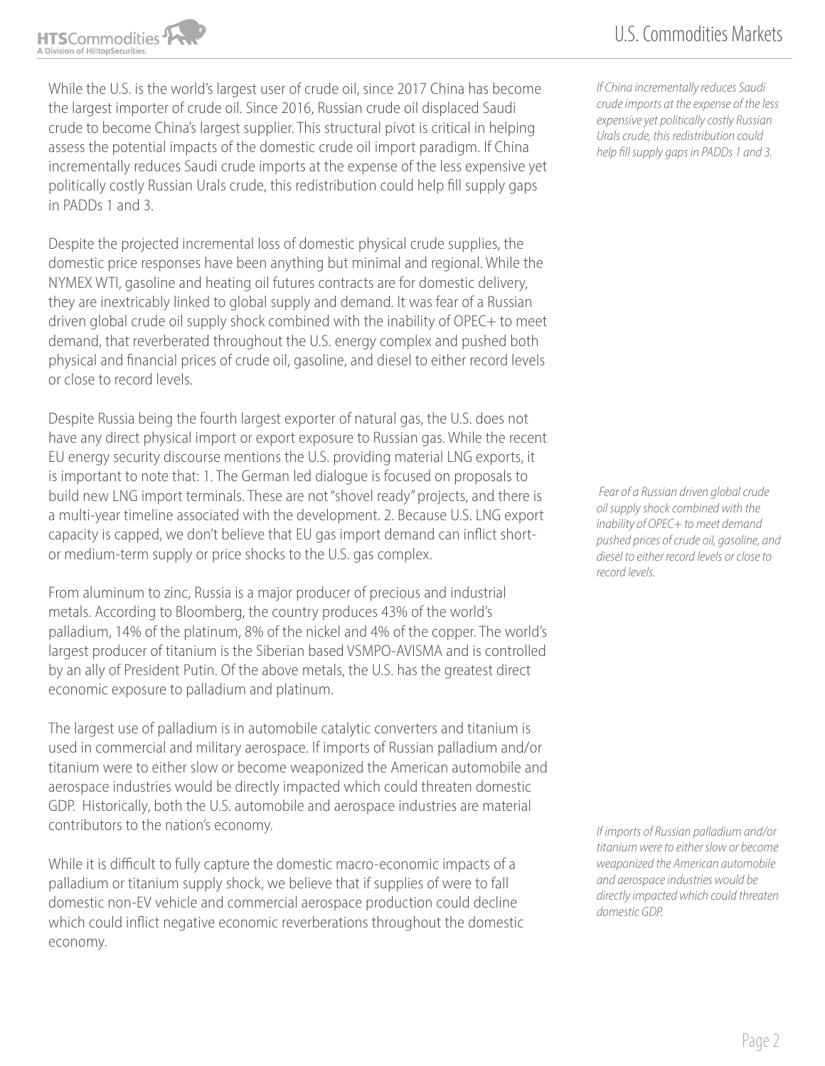While the U.S. is the world's largest user of crude oil, since 2017 China has become the largest importer of crude oil. Since 2016, Russian crude oil displaced Saudi crude to become China's largest supplier. This structural pivot is critical in helping assess the potential impacts of the domestic crude oil import paradigm. If China incrementally reduces Saudi crude imports at the expense of the less expensive yet politically costly Russian Urals crude, this redistribution could help fill supply gaps in PADDs 1 and 3.

*If China incrementally reduces Saudi crude imports at the expense of the less expensive yet politically costly Russian Urals crude, this redistribution could help fill supply gaps in PADDs 1 and 3.*

Despite the projected incremental loss of domestic physical crude supplies, the domestic price responses have been anything but minimal and regional. While the NYMEX WTI, gasoline and heating oil futures contracts are for domestic delivery, they are inextricably linked to global supply and demand. It was fear of a Russian driven global crude oil supply shock combined with the inability of OPEC+ to meet demand, that reverberated throughout the U.S. energy complex and pushed both physical and financial prices of crude oil, gasoline, and diesel to either record levels or close to record levels.

Despite Russia being the fourth largest exporter of natural gas, the U.S. does not have any direct physical import or export exposure to Russian gas. While the recent EU energy security discourse mentions the U.S. providing material LNG exports, it is important to note that: 1. The German led dialogue is focused on proposals to build new LNG import terminals. These are not "shovel ready" projects, and there is a multi-year timeline associated with the development. 2. Because U.S. LNG export capacity is capped, we don't believe that EU gas import demand can inflict short- or medium-term supply or price shocks to the U.S. gas complex.

*Fear of a Russian driven global crude oil supply shock combined with the inability of OPEC+ to meet demand pushed prices of crude oil, gasoline, and diesel to either record levels or close to record levels.*

From aluminum to zinc, Russia is a major producer of precious and industrial metals. According to Bloomberg, the country produces 43% of the world's palladium, 14% of the platinum, 8% of the nickel and 4% of the copper. The world's largest producer of titanium is the Siberian based VSMPO-AVISMA and is controlled by an ally of President Putin. Of the above metals, the U.S. has the greatest direct economic exposure to palladium and platinum.

The largest use of palladium is in automobile catalytic converters and titanium is used in commercial and military aerospace. If imports of Russian palladium and/or titanium were to either slow or become weaponized the American automobile and aerospace industries would be directly impacted which could threaten domestic GDP. Historically, both the U.S. automobile and aerospace industries are material contributors to the nation's economy.

*If imports of Russian palladium and/or titanium were to either slow or become weaponized the American automobile and aerospace industries would be directly impacted which could threaten domestic GDP.*

While it is difficult to fully capture the domestic macro-economic impacts of a palladium or titanium supply shock, we believe that if supplies of were to fall domestic non-EV vehicle and commercial aerospace production could decline which could inflict negative economic reverberations throughout the domestic economy.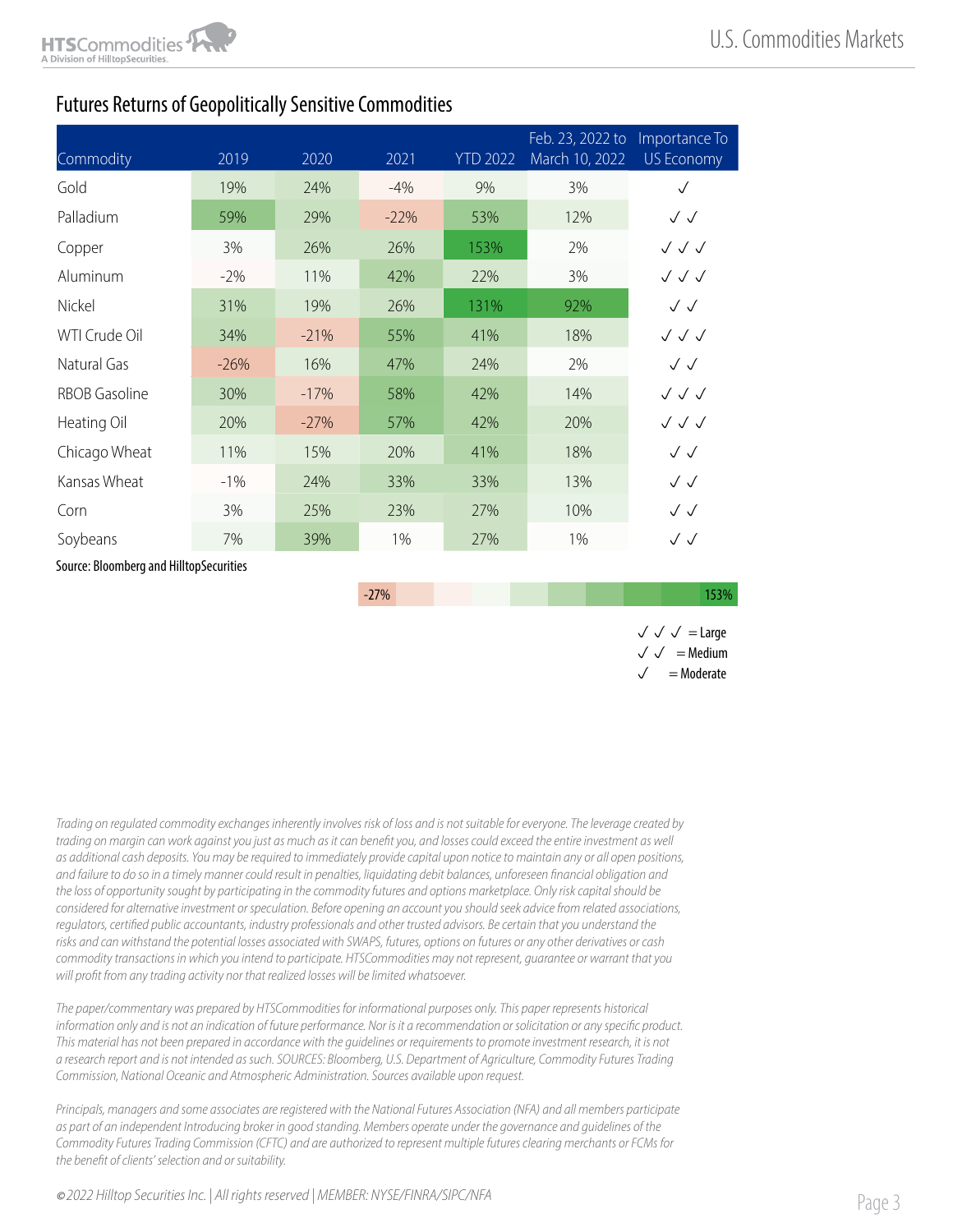## Futures Returns of Geopolitically Sensitive Commodities

| Commodity | 2019 | 2020 | 2021 | YTD 2022 | Feb. 23, 2022 to March 10, 2022 | Importance To US Economy |
|---|---|---|---|---|---|---|
| Gold | 19% | 24% | -4% | 9% | 3% | ✓ |
| Palladium | 59% | 29% | -22% | 53% | 12% | ✓✓ |
| Copper | 3% | 26% | 26% | 153% | 2% | ✓✓✓ |
| Aluminum | -2% | 11% | 42% | 22% | 3% | ✓✓✓ |
| Nickel | 31% | 19% | 26% | 131% | 92% | ✓✓ |
| WTI Crude Oil | 34% | -21% | 55% | 41% | 18% | ✓✓✓ |
| Natural Gas | -26% | 16% | 47% | 24% | 2% | ✓✓ |
| RBOB Gasoline | 30% | -17% | 58% | 42% | 14% | ✓✓✓ |
| Heating Oil | 20% | -27% | 57% | 42% | 20% | ✓✓✓ |
| Chicago Wheat | 11% | 15% | 20% | 41% | 18% | ✓✓ |
| Kansas Wheat | -1% | 24% | 33% | 33% | 13% | ✓✓ |
| Corn | 3% | 25% | 23% | 27% | 10% | ✓✓ |
| Soybeans | 7% | 39% | 1% | 27% | 1% | ✓✓ |

Source: Bloomberg and HilltopSecurities

-27% 153%

✓✓✓ = Large
✓✓ = Medium
✓ = Moderate

*Trading on regulated commodity exchanges inherently involves risk of loss and is not suitable for everyone. The leverage created by trading on margin can work against you just as much as it can benefit you, and losses could exceed the entire investment as well as additional cash deposits. You may be required to immediately provide capital upon notice to maintain any or all open positions, and failure to do so in a timely manner could result in penalties, liquidating debit balances, unforeseen financial obligation and the loss of opportunity sought by participating in the commodity futures and options marketplace. Only risk capital should be considered for alternative investment or speculation. Before opening an account you should seek advice from related associations, regulators, certified public accountants, industry professionals and other trusted advisors. Be certain that you understand the risks and can withstand the potential losses associated with SWAPS, futures, options on futures or any other derivatives or cash commodity transactions in which you intend to participate. HTSCommodities may not represent, guarantee or warrant that you will profit from any trading activity nor that realized losses will be limited whatsoever.*

*The paper/commentary was prepared by HTSCommodities for informational purposes only. This paper represents historical information only and is not an indication of future performance. Nor is it a recommendation or solicitation or any specific product. This material has not been prepared in accordance with the guidelines or requirements to promote investment research, it is not a research report and is not intended as such. SOURCES: Bloomberg, U.S. Department of Agriculture, Commodity Futures Trading Commission, National Oceanic and Atmospheric Administration. Sources available upon request.*

*Principals, managers and some associates are registered with the National Futures Association (NFA) and all members participate as part of an independent Introducing broker in good standing. Members operate under the governance and guidelines of the Commodity Futures Trading Commission (CFTC) and are authorized to represent multiple futures clearing merchants or FCMs for the benefit of clients' selection and or suitability.*

*©2022 Hilltop Securities Inc. | All rights reserved | MEMBER: NYSE/FINRA/SIPC/NFA*